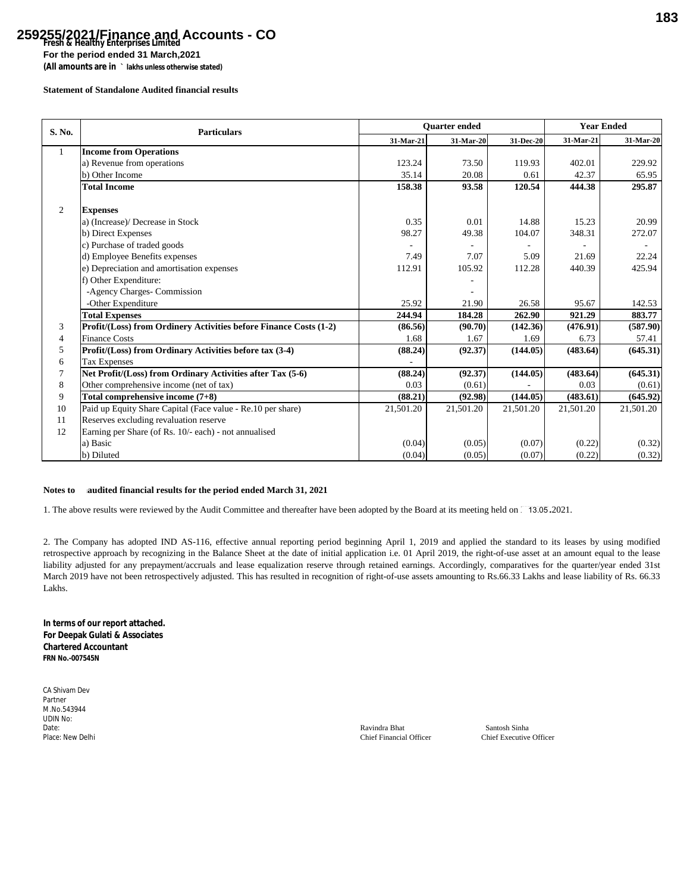**Fresh & Healthy Enterprises Limited**

**For the period ended 31 March,2021**

**(All amounts are in ` lakhs unless otherwise stated)**

**Statement of Standalone Audited financial results**

| S. No. | Particulars | Quarter ended | | | Year Ended | |
|---|---|---|---|---|---|---|
| | | 31-Mar-21 | 31-Mar-20 | 31-Dec-20 | 31-Mar-21 | 31-Mar-20 |
| 1 | **Income from Operations** | | | | | |
| | a) Revenue from operations | 123.24 | 73.50 | 119.93 | 402.01 | 229.92 |
| | b) Other Income | 35.14 | 20.08 | 0.61 | 42.37 | 65.95 |
| | **Total Income** | **158.38** | **93.58** | **120.54** | **444.38** | **295.87** |
| 2 | **Expenses** | | | | | |
| | a) (Increase)/ Decrease in Stock | 0.35 | 0.01 | 14.88 | 15.23 | 20.99 |
| | b) Direct Expenses | 98.27 | 49.38 | 104.07 | 348.31 | 272.07 |
| | c) Purchase of traded goods | - | - | - | - | - |
| | d) Employee Benefits expenses | 7.49 | 7.07 | 5.09 | 21.69 | 22.24 |
| | e) Depreciation and amortisation expenses | 112.91 | 105.92 | 112.28 | 440.39 | 425.94 |
| | f) Other Expenditure: | | - | | | |
| | -Agency Charges- Commission | | - | | | |
| | -Other Expenditure | 25.92 | 21.90 | 26.58 | 95.67 | 142.53 |
| | **Total Expenses** | **244.94** | **184.28** | **262.90** | **921.29** | **883.77** |
| 3 | **Profit/(Loss) from Ordinery Activities before Finance Costs (1-2)** | **(86.56)** | **(90.70)** | **(142.36)** | **(476.91)** | **(587.90)** |
| 4 | Finance Costs | 1.68 | 1.67 | 1.69 | 6.73 | 57.41 |
| 5 | **Profit/(Loss) from Ordinary Activities before tax (3-4)** | **(88.24)** | **(92.37)** | **(144.05)** | **(483.64)** | **(645.31)** |
| 6 | Tax Expenses | - | | | | |
| 7 | **Net Profit/(Loss) from Ordinary Activities after Tax (5-6)** | **(88.24)** | **(92.37)** | **(144.05)** | **(483.64)** | **(645.31)** |
| 8 | Other comprehensive income (net of tax) | 0.03 | (0.61) | - | 0.03 | (0.61) |
| 9 | **Total comprehensive income (7+8)** | **(88.21)** | **(92.98)** | **(144.05)** | **(483.61)** | **(645.92)** |
| 10 | Paid up Equity Share Capital (Face value - Re.10 per share) | 21,501.20 | 21,501.20 | 21,501.20 | 21,501.20 | 21,501.20 |
| 11 | Reserves excluding revaluation reserve | | | | | |
| 12 | Earning per Share (of Rs. 10/- each) - not annualised | | | | | |
| | a) Basic | (0.04) | (0.05) | (0.07) | (0.22) | (0.32) |
| | b) Diluted | (0.04) | (0.05) | (0.07) | (0.22) | (0.32) |

**Notes to audited financial results for the period ended March 31, 2021**

1. The above results were reviewed by the Audit Committee and thereafter have been adopted by the Board at its meeting held on 13.05.2021.

2. The Company has adopted IND AS-116, effective annual reporting period beginning April 1, 2019 and applied the standard to its leases by using modified retrospective approach by recognizing in the Balance Sheet at the date of initial application i.e. 01 April 2019, the right-of-use asset at an amount equal to the lease liability adjusted for any prepayment/accruals and lease equalization reserve through retained earnings. Accordingly, comparatives for the quarter/year ended 31st March 2019 have not been retrospectively adjusted. This has resulted in recognition of right-of-use assets amounting to Rs.66.33 Lakhs and lease liability of Rs. 66.33 Lakhs.

**In terms of our report attached.**
**For Deepak Gulati & Associates**
**Chartered Accountant**
**FRN No.-007545N**

CA Shivam Dev
Partner
M.No.543944
UDIN No:
Date:
Place: New Delhi

Ravindra Bhat
Chief Financial Officer

Santosh Sinha
Chief Executive Officer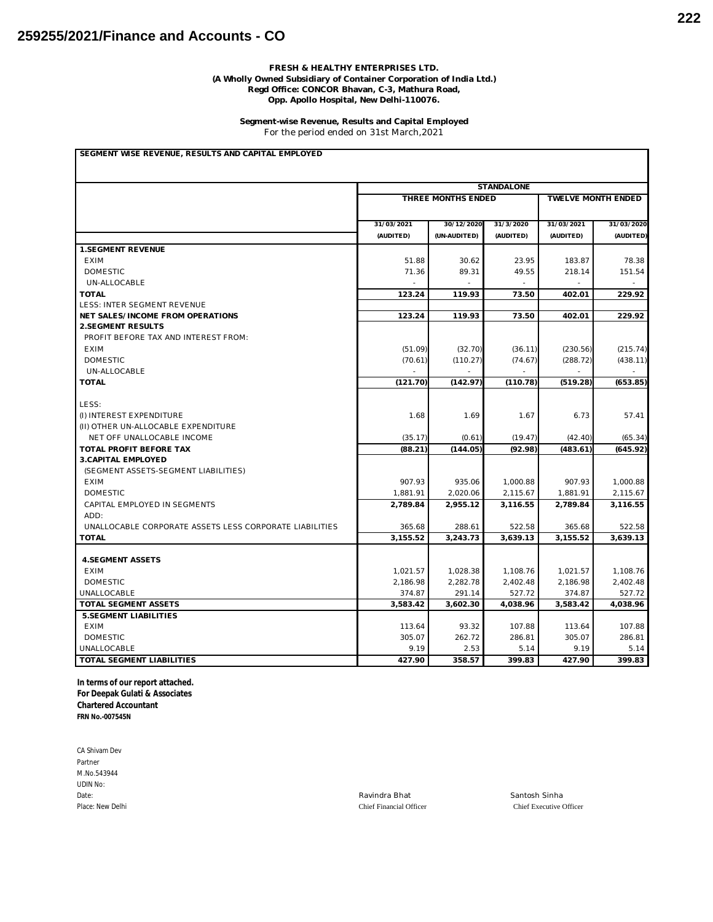# 259255/2021/Finance and Accounts - CO

**FRESH & HEALTHY ENTERPRISES LTD.**
**(A Wholly Owned Subsidiary of Container Corporation of India Ltd.)**
**Regd Office: CONCOR Bhavan, C-3, Mathura Road,**
**Opp. Apollo Hospital, New Delhi-110076.**

**Segment-wise Revenue, Results and Capital Employed**
For the period ended on 31st March,2021

**SEGMENT WISE REVENUE, RESULTS AND CAPITAL EMPLOYED**

| | STANDALONE | | | | |
|---|---|---|---|---|---|
| | THREE MONTHS ENDED | | | TWELVE MONTH ENDED | |
| | 31/03/2021 | 30/12/2020 | 31/3/2020 | 31/03/2021 | 31/03/2020 |
| | (AUDITED) | (UN-AUDITED) | (AUDITED) | (AUDITED) | (AUDITED) |
| **1.SEGMENT REVENUE** | | | | | |
| EXIM | 51.88 | 30.62 | 23.95 | 183.87 | 78.38 |
| DOMESTIC | 71.36 | 89.31 | 49.55 | 218.14 | 151.54 |
| UN-ALLOCABLE | - | - | - | - | - |
| **TOTAL** | **123.24** | **119.93** | **73.50** | **402.01** | **229.92** |
| LESS: INTER SEGMENT REVENUE | | | | | |
| **NET SALES/INCOME FROM OPERATIONS** | **123.24** | **119.93** | **73.50** | **402.01** | **229.92** |
| **2.SEGMENT RESULTS** | | | | | |
| PROFIT BEFORE TAX AND INTEREST FROM: | | | | | |
| EXIM | (51.09) | (32.70) | (36.11) | (230.56) | (215.74) |
| DOMESTIC | (70.61) | (110.27) | (74.67) | (288.72) | (438.11) |
| UN-ALLOCABLE | - | - | - | - | - |
| **TOTAL** | **(121.70)** | **(142.97)** | **(110.78)** | **(519.28)** | **(653.85)** |
| LESS: | | | | | |
| (I) INTEREST EXPENDITURE | 1.68 | 1.69 | 1.67 | 6.73 | 57.41 |
| (II) OTHER UN-ALLOCABLE EXPENDITURE | | | | | |
| NET OFF UNALLOCABLE INCOME | (35.17) | (0.61) | (19.47) | (42.40) | (65.34) |
| **TOTAL PROFIT BEFORE TAX** | **(88.21)** | **(144.05)** | **(92.98)** | **(483.61)** | **(645.92)** |
| **3.CAPITAL EMPLOYED** | | | | | |
| (SEGMENT ASSETS-SEGMENT LIABILITIES) | | | | | |
| EXIM | 907.93 | 935.06 | 1,000.88 | 907.93 | 1,000.88 |
| DOMESTIC | 1,881.91 | 2,020.06 | 2,115.67 | 1,881.91 | 2,115.67 |
| CAPITAL EMPLOYED IN SEGMENTS | **2,789.84** | **2,955.12** | **3,116.55** | **2,789.84** | **3,116.55** |
| ADD: | | | | | |
| UNALLOCABLE CORPORATE ASSETS LESS CORPORATE LIABILITIES | 365.68 | 288.61 | 522.58 | 365.68 | 522.58 |
| **TOTAL** | **3,155.52** | **3,243.73** | **3,639.13** | **3,155.52** | **3,639.13** |
| **4.SEGMENT ASSETS** | | | | | |
| EXIM | 1,021.57 | 1,028.38 | 1,108.76 | 1,021.57 | 1,108.76 |
| DOMESTIC | 2,186.98 | 2,282.78 | 2,402.48 | 2,186.98 | 2,402.48 |
| UNALLOCABLE | 374.87 | 291.14 | 527.72 | 374.87 | 527.72 |
| **TOTAL SEGMENT ASSETS** | **3,583.42** | **3,602.30** | **4,038.96** | **3,583.42** | **4,038.96** |
| **5.SEGMENT LIABILITIES** | | | | | |
| EXIM | 113.64 | 93.32 | 107.88 | 113.64 | 107.88 |
| DOMESTIC | 305.07 | 262.72 | 286.81 | 305.07 | 286.81 |
| UNALLOCABLE | 9.19 | 2.53 | 5.14 | 9.19 | 5.14 |
| **TOTAL SEGMENT LIABILITIES** | **427.90** | **358.57** | **399.83** | **427.90** | **399.83** |

**In terms of our report attached.**
**For Deepak Gulati & Associates**
**Chartered Accountant**
**FRN No.-007545N**

CA Shivam Dev
Partner
M.No.543944
UDIN No:
Date:
Place: New Delhi

Ravindra Bhat
Chief Financial Officer

Santosh Sinha
Chief Executive Officer